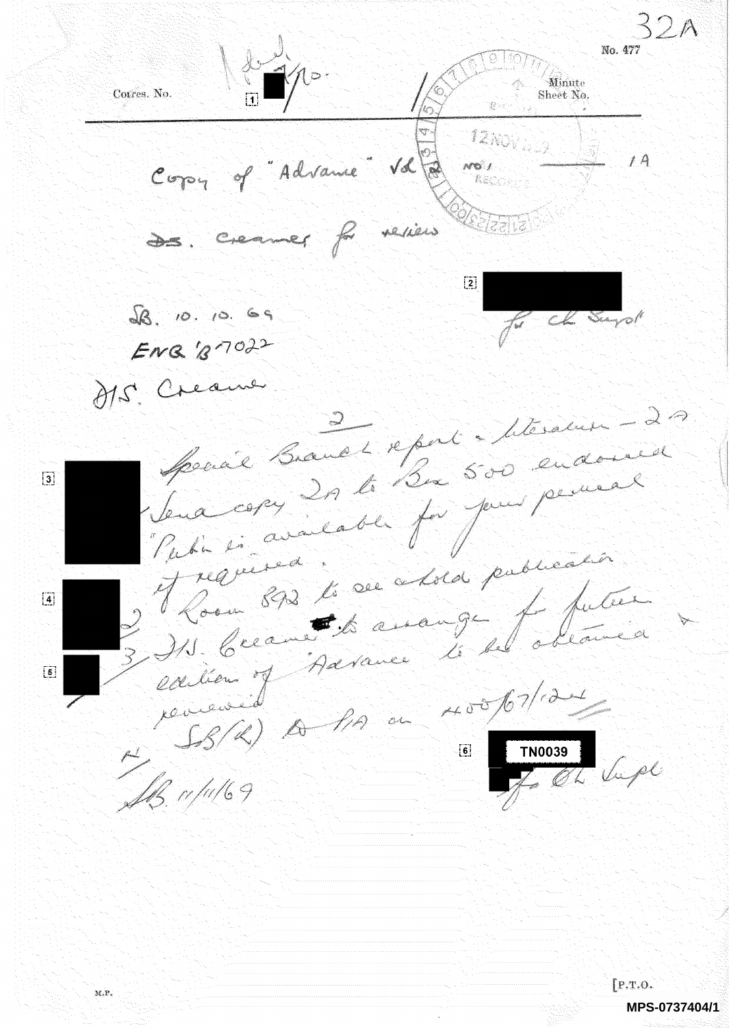32A

No. 477

Corres. No. [1] Minute Sheet No.

12 NOV 69 RECORDS

Copy of "Advance" Vol No 1 — 1A

D.S. Creamer for review

[2] for Ch Supt

SB. 10. 10. 69

ENQ 'B' 7022

D/S. Creamer

2

Special Branch report - literature - 2A

[3] Send copy 2A to Box 500 endorsed "Pub'n is available for your perusal if required."

[4] 2. Room 8?? to see + hold publication

[5] 3. D/S. Creamer to arrange for future edition of 'Advance' to be obtained + reviewed

SB(R) to P/A on 400/67/124

[6] TN0039 for Ch Supt

SB. 11/11/69

[P.T.O.

M.P.

MPS-0737404/1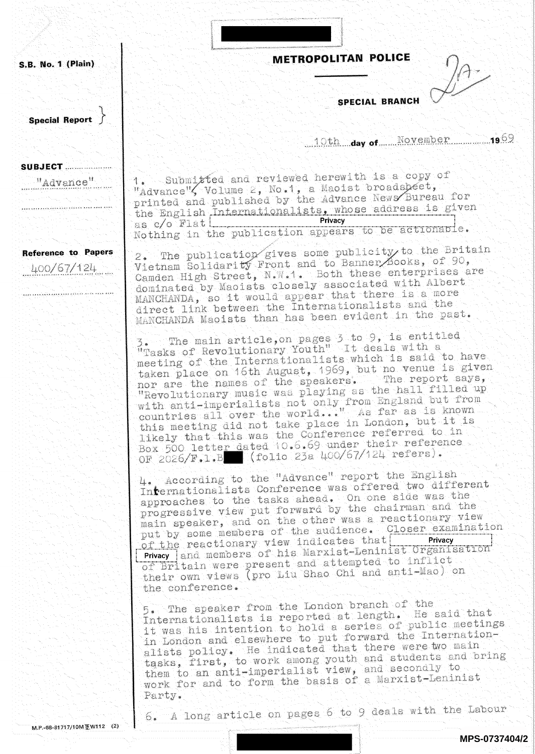S.B. No. 1 (Plain)

**METROPOLITAN POLICE**

**SPECIAL BRANCH**

Special Report

10th day of November 1969

**SUBJECT**

"Advance"

**Reference to Papers**

400/67/124

1. Submitted and reviewed herewith is a copy of "Advance", Volume 2, No.1, a Maoist broadsheet, printed and published by the Advance News Bureau for the English Internationalists, whose address is given as c/o Flat [Privacy]
Nothing in the publication appears to be actionable.

2. The publication gives some publicity to the Britain Vietnam Solidarity Front and to Banner Books, of 90, Camden High Street, N.W.1. Both these enterprises are dominated by Maoists closely associated with Albert MANCHANDA, so it would appear that there is a more direct link between the Internationalists and the MANCHANDA Maoists than has been evident in the past.

3. The main article, on pages 3 to 9, is entitled "Tasks of Revolutionary Youth" It deals with a meeting of the Internationalists which is said to have taken place on 16th August, 1969, but no venue is given nor are the names of the speakers. The report says, "Revolutionary music was playing as the hall filled up with anti-imperialists not only from England but from countries all over the world..." As far as is known this meeting did not take place in London, but it is likely that this was the Conference referred to in Box 500 letter dated 10.6.69 under their reference OF 2026/F.1.B[redacted] (folio 23a 400/67/124 refers).

4. According to the "Advance" report the English Internationalists Conference was offered two different approaches to the tasks ahead. On one side was the progressive view put forward by the chairman and the main speaker, and on the other was a reactionary view put by some members of the audience. Closer examination of the reactionary view indicates that [Privacy] [Privacy] and members of his Marxist-Leninist Organisation of Britain were present and attempted to inflict their own views (pro Liu Shao Chi and anti-Mao) on the conference.

5. The speaker from the London branch of the Internationalists is reported at length. He said that it was his intention to hold a series of public meetings in London and elsewhere to put forward the Internationalists policy. He indicated that there were two main tasks, first, to work among youth and students and bring them to an anti-imperialist view, and secondly to work for and to form the basis of a Marxist-Leninist Party.

6. A long article on pages 6 to 9 deals with the Labour

M.P.-68-81717/10M W112 (2)

MPS-0737404/2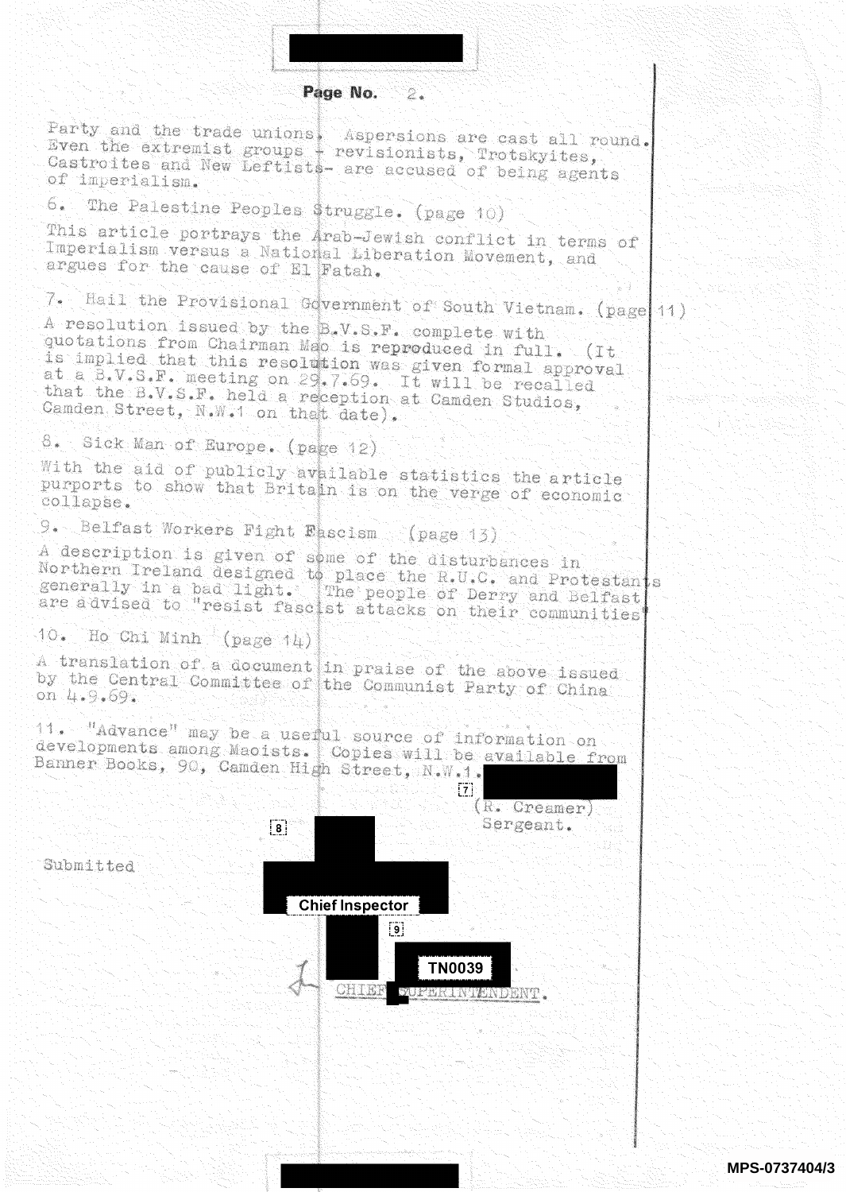Party and the trade unions. Aspersions are cast all round. Even the extremist groups - revisionists, Trotskyites, Castroites and New Leftists - are accused of being agents of imperialism.

6. The Palestine Peoples Struggle. (page 10)

This article portrays the Arab-Jewish conflict in terms of Imperialism versus a National Liberation Movement, and argues for the cause of El Fatah.

7. Hail the Provisional Government of South Vietnam. (page 11)

A resolution issued by the B.V.S.F. complete with quotations from Chairman Mao is reproduced in full. (It is implied that this resolution was given formal approval at a B.V.S.F. meeting on 29.7.69. It will be recalled that the B.V.S.F. held a reception at Camden Studios, Camden Street, N.W.1 on that date).

8. Sick Man of Europe. (page 12)

With the aid of publicly available statistics the article purports to show that Britain is on the verge of economic collapse.

9. Belfast Workers Fight Fascism (page 13)

A description is given of some of the disturbances in Northern Ireland designed to place the R.U.C. and Protestants generally in a bad light. The people of Derry and Belfast are advised to "resist fascist attacks on their communities".

10. Ho Chi Minh (page 14)

A translation of a document in praise of the above issued by the Central Committee of the Communist Party of China on 4.9.69.

11. "Advance" may be a useful source of information on developments among Maoists. Copies will be available from Banner Books, 90, Camden High Street, N.W.1.

[7]

(R. Creamer)
Sergeant.

[8]

Submitted

Chief Inspector

[9]

TN0039

CHIEF SUPERINTENDENT.

MPS-0737404/3